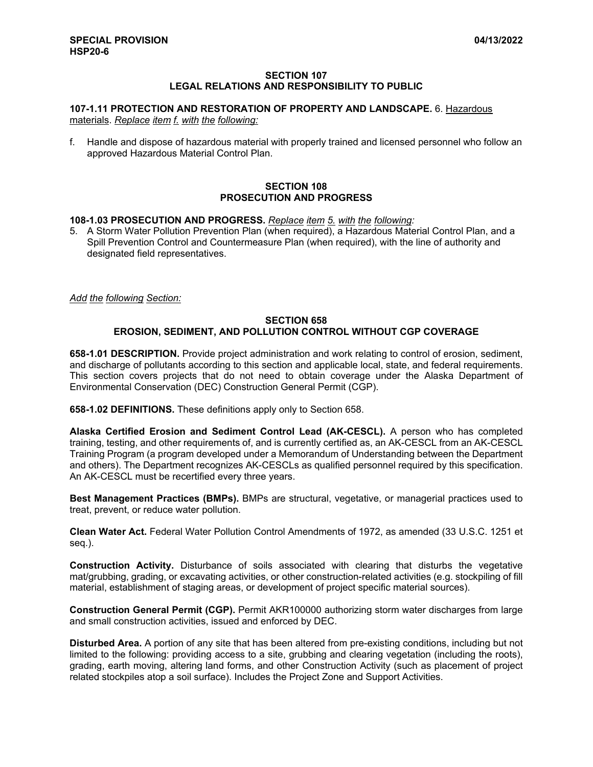**SPECIAL PROVISION** **04/13/2022**
**HSP20-6**

## SECTION 107
## LEGAL RELATIONS AND RESPONSIBILITY TO PUBLIC

**107-1.11 PROTECTION AND RESTORATION OF PROPERTY AND LANDSCAPE.** 6. Hazardous materials. *Replace item f. with the following:*

f. Handle and dispose of hazardous material with properly trained and licensed personnel who follow an approved Hazardous Material Control Plan.

## SECTION 108
## PROSECUTION AND PROGRESS

**108-1.03 PROSECUTION AND PROGRESS.** *Replace item 5. with the following:*

5. A Storm Water Pollution Prevention Plan (when required), a Hazardous Material Control Plan, and a Spill Prevention Control and Countermeasure Plan (when required), with the line of authority and designated field representatives.

*Add the following Section:*

## SECTION 658
## EROSION, SEDIMENT, AND POLLUTION CONTROL WITHOUT CGP COVERAGE

**658-1.01 DESCRIPTION.** Provide project administration and work relating to control of erosion, sediment, and discharge of pollutants according to this section and applicable local, state, and federal requirements. This section covers projects that do not need to obtain coverage under the Alaska Department of Environmental Conservation (DEC) Construction General Permit (CGP).

**658-1.02 DEFINITIONS.** These definitions apply only to Section 658.

**Alaska Certified Erosion and Sediment Control Lead (AK-CESCL).** A person who has completed training, testing, and other requirements of, and is currently certified as, an AK-CESCL from an AK-CESCL Training Program (a program developed under a Memorandum of Understanding between the Department and others). The Department recognizes AK-CESCLs as qualified personnel required by this specification. An AK-CESCL must be recertified every three years.

**Best Management Practices (BMPs).** BMPs are structural, vegetative, or managerial practices used to treat, prevent, or reduce water pollution.

**Clean Water Act.** Federal Water Pollution Control Amendments of 1972, as amended (33 U.S.C. 1251 et seq.).

**Construction Activity.** Disturbance of soils associated with clearing that disturbs the vegetative mat/grubbing, grading, or excavating activities, or other construction-related activities (e.g. stockpiling of fill material, establishment of staging areas, or development of project specific material sources).

**Construction General Permit (CGP).** Permit AKR100000 authorizing storm water discharges from large and small construction activities, issued and enforced by DEC.

**Disturbed Area.** A portion of any site that has been altered from pre-existing conditions, including but not limited to the following: providing access to a site, grubbing and clearing vegetation (including the roots), grading, earth moving, altering land forms, and other Construction Activity (such as placement of project related stockpiles atop a soil surface). Includes the Project Zone and Support Activities.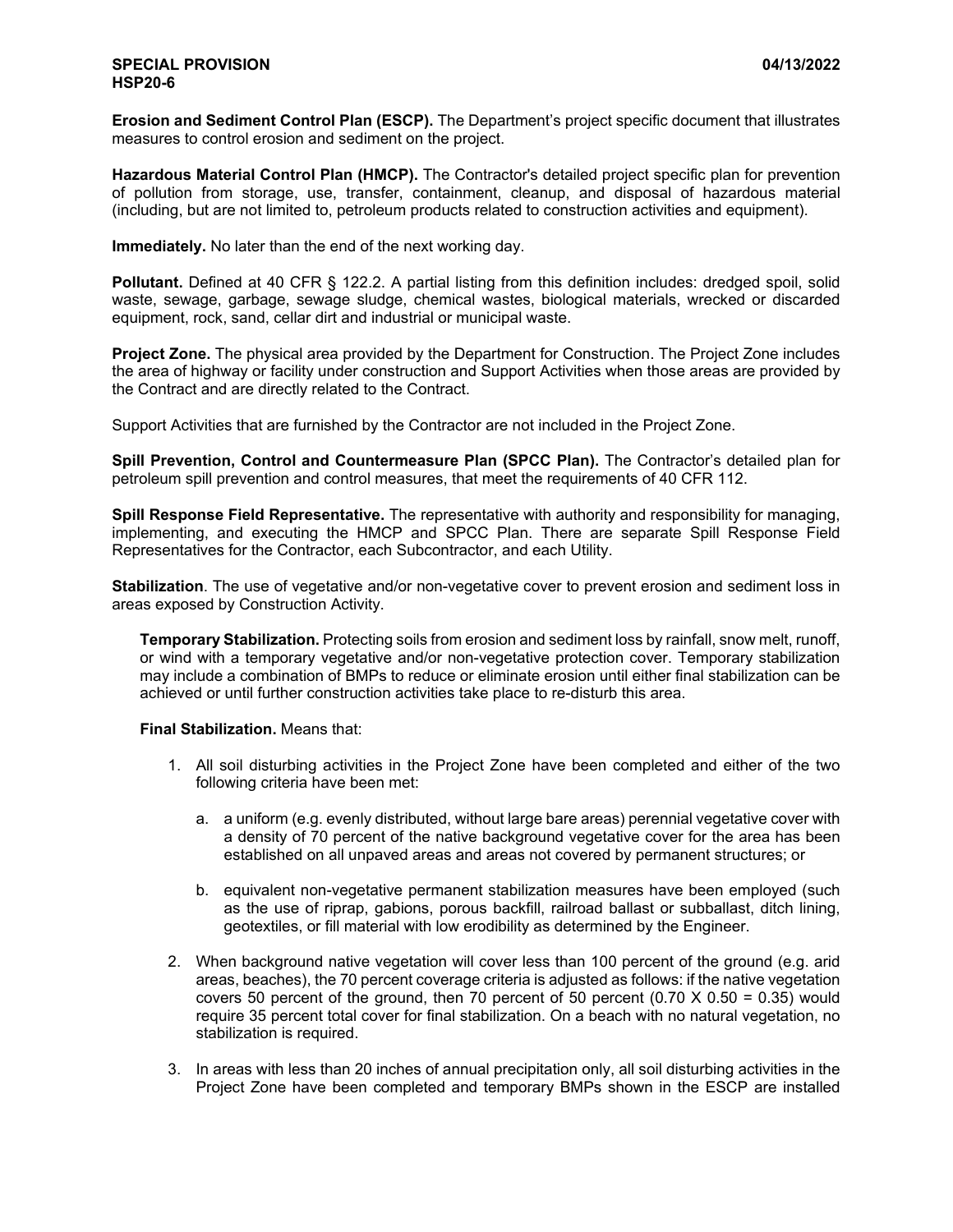**Erosion and Sediment Control Plan (ESCP).** The Department's project specific document that illustrates measures to control erosion and sediment on the project.

**Hazardous Material Control Plan (HMCP).** The Contractor's detailed project specific plan for prevention of pollution from storage, use, transfer, containment, cleanup, and disposal of hazardous material (including, but are not limited to, petroleum products related to construction activities and equipment).

**Immediately.** No later than the end of the next working day.

**Pollutant.** Defined at 40 CFR § 122.2. A partial listing from this definition includes: dredged spoil, solid waste, sewage, garbage, sewage sludge, chemical wastes, biological materials, wrecked or discarded equipment, rock, sand, cellar dirt and industrial or municipal waste.

**Project Zone.** The physical area provided by the Department for Construction. The Project Zone includes the area of highway or facility under construction and Support Activities when those areas are provided by the Contract and are directly related to the Contract.

Support Activities that are furnished by the Contractor are not included in the Project Zone.

**Spill Prevention, Control and Countermeasure Plan (SPCC Plan).** The Contractor's detailed plan for petroleum spill prevention and control measures, that meet the requirements of 40 CFR 112.

**Spill Response Field Representative.** The representative with authority and responsibility for managing, implementing, and executing the HMCP and SPCC Plan. There are separate Spill Response Field Representatives for the Contractor, each Subcontractor, and each Utility.

**Stabilization**. The use of vegetative and/or non-vegetative cover to prevent erosion and sediment loss in areas exposed by Construction Activity.

**Temporary Stabilization.** Protecting soils from erosion and sediment loss by rainfall, snow melt, runoff, or wind with a temporary vegetative and/or non-vegetative protection cover. Temporary stabilization may include a combination of BMPs to reduce or eliminate erosion until either final stabilization can be achieved or until further construction activities take place to re-disturb this area.

**Final Stabilization.** Means that:

1. All soil disturbing activities in the Project Zone have been completed and either of the two following criteria have been met:

   a. a uniform (e.g. evenly distributed, without large bare areas) perennial vegetative cover with a density of 70 percent of the native background vegetative cover for the area has been established on all unpaved areas and areas not covered by permanent structures; or

   b. equivalent non-vegetative permanent stabilization measures have been employed (such as the use of riprap, gabions, porous backfill, railroad ballast or subballast, ditch lining, geotextiles, or fill material with low erodibility as determined by the Engineer.

2. When background native vegetation will cover less than 100 percent of the ground (e.g. arid areas, beaches), the 70 percent coverage criteria is adjusted as follows: if the native vegetation covers 50 percent of the ground, then 70 percent of 50 percent (0.70 X 0.50 = 0.35) would require 35 percent total cover for final stabilization. On a beach with no natural vegetation, no stabilization is required.

3. In areas with less than 20 inches of annual precipitation only, all soil disturbing activities in the Project Zone have been completed and temporary BMPs shown in the ESCP are installed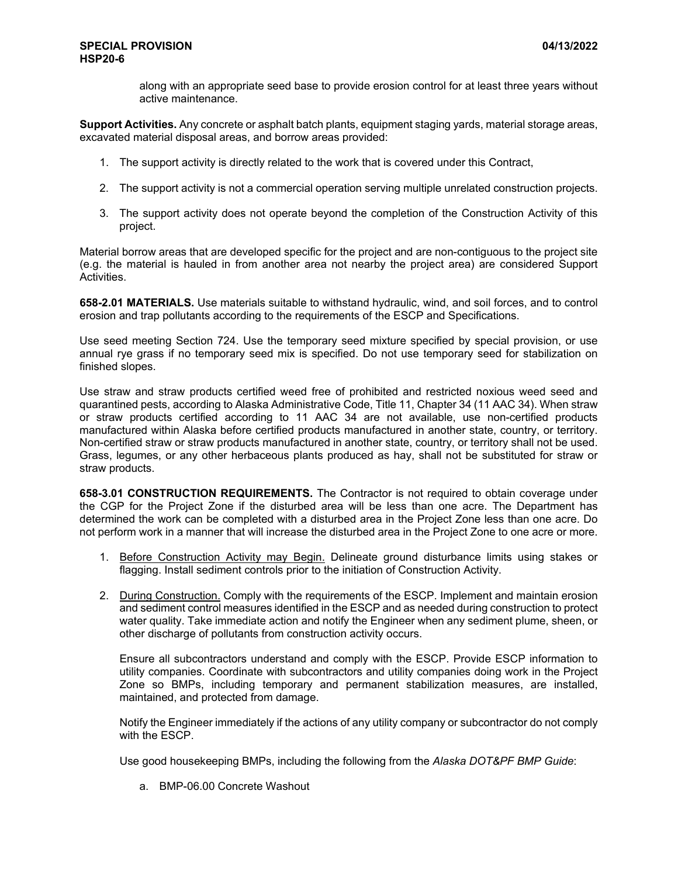along with an appropriate seed base to provide erosion control for at least three years without active maintenance.

**Support Activities.** Any concrete or asphalt batch plants, equipment staging yards, material storage areas, excavated material disposal areas, and borrow areas provided:

1. The support activity is directly related to the work that is covered under this Contract,
2. The support activity is not a commercial operation serving multiple unrelated construction projects.
3. The support activity does not operate beyond the completion of the Construction Activity of this project.

Material borrow areas that are developed specific for the project and are non-contiguous to the project site (e.g. the material is hauled in from another area not nearby the project area) are considered Support Activities.

**658-2.01 MATERIALS.** Use materials suitable to withstand hydraulic, wind, and soil forces, and to control erosion and trap pollutants according to the requirements of the ESCP and Specifications.

Use seed meeting Section 724. Use the temporary seed mixture specified by special provision, or use annual rye grass if no temporary seed mix is specified. Do not use temporary seed for stabilization on finished slopes.

Use straw and straw products certified weed free of prohibited and restricted noxious weed seed and quarantined pests, according to Alaska Administrative Code, Title 11, Chapter 34 (11 AAC 34). When straw or straw products certified according to 11 AAC 34 are not available, use non-certified products manufactured within Alaska before certified products manufactured in another state, country, or territory. Non-certified straw or straw products manufactured in another state, country, or territory shall not be used. Grass, legumes, or any other herbaceous plants produced as hay, shall not be substituted for straw or straw products.

**658-3.01 CONSTRUCTION REQUIREMENTS.** The Contractor is not required to obtain coverage under the CGP for the Project Zone if the disturbed area will be less than one acre. The Department has determined the work can be completed with a disturbed area in the Project Zone less than one acre. Do not perform work in a manner that will increase the disturbed area in the Project Zone to one acre or more.

1. <u>Before Construction Activity may Begin.</u> Delineate ground disturbance limits using stakes or flagging. Install sediment controls prior to the initiation of Construction Activity.

2. <u>During Construction.</u> Comply with the requirements of the ESCP. Implement and maintain erosion and sediment control measures identified in the ESCP and as needed during construction to protect water quality. Take immediate action and notify the Engineer when any sediment plume, sheen, or other discharge of pollutants from construction activity occurs.

   Ensure all subcontractors understand and comply with the ESCP. Provide ESCP information to utility companies. Coordinate with subcontractors and utility companies doing work in the Project Zone so BMPs, including temporary and permanent stabilization measures, are installed, maintained, and protected from damage.

   Notify the Engineer immediately if the actions of any utility company or subcontractor do not comply with the ESCP.

   Use good housekeeping BMPs, including the following from the *Alaska DOT&PF BMP Guide*:

   a. BMP-06.00 Concrete Washout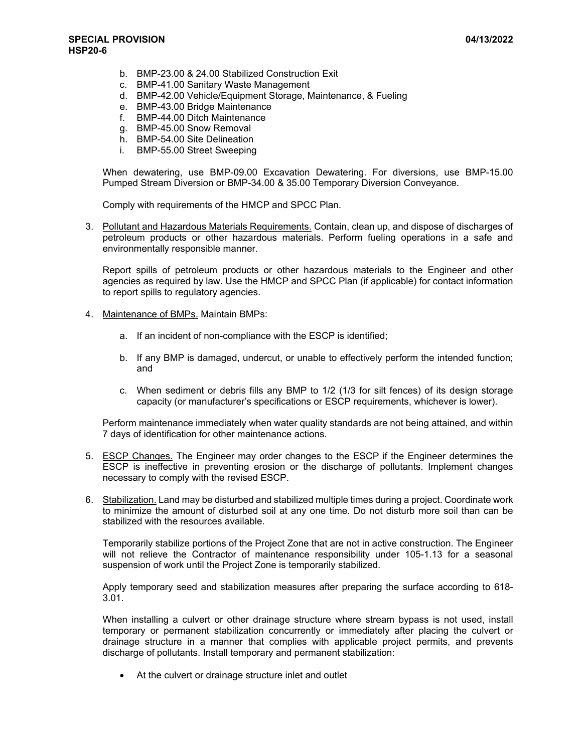b. BMP-23.00 & 24.00 Stabilized Construction Exit
c. BMP-41.00 Sanitary Waste Management
d. BMP-42.00 Vehicle/Equipment Storage, Maintenance, & Fueling
e. BMP-43.00 Bridge Maintenance
f. BMP-44.00 Ditch Maintenance
g. BMP-45.00 Snow Removal
h. BMP-54.00 Site Delineation
i. BMP-55.00 Street Sweeping

When dewatering, use BMP-09.00 Excavation Dewatering. For diversions, use BMP-15.00 Pumped Stream Diversion or BMP-34.00 & 35.00 Temporary Diversion Conveyance.

Comply with requirements of the HMCP and SPCC Plan.

3. Pollutant and Hazardous Materials Requirements. Contain, clean up, and dispose of discharges of petroleum products or other hazardous materials. Perform fueling operations in a safe and environmentally responsible manner.

   Report spills of petroleum products or other hazardous materials to the Engineer and other agencies as required by law. Use the HMCP and SPCC Plan (if applicable) for contact information to report spills to regulatory agencies.

4. Maintenance of BMPs. Maintain BMPs:

   a. If an incident of non-compliance with the ESCP is identified;

   b. If any BMP is damaged, undercut, or unable to effectively perform the intended function; and

   c. When sediment or debris fills any BMP to 1/2 (1/3 for silt fences) of its design storage capacity (or manufacturer's specifications or ESCP requirements, whichever is lower).

   Perform maintenance immediately when water quality standards are not being attained, and within 7 days of identification for other maintenance actions.

5. ESCP Changes. The Engineer may order changes to the ESCP if the Engineer determines the ESCP is ineffective in preventing erosion or the discharge of pollutants. Implement changes necessary to comply with the revised ESCP.

6. Stabilization. Land may be disturbed and stabilized multiple times during a project. Coordinate work to minimize the amount of disturbed soil at any one time. Do not disturb more soil than can be stabilized with the resources available.

   Temporarily stabilize portions of the Project Zone that are not in active construction. The Engineer will not relieve the Contractor of maintenance responsibility under 105-1.13 for a seasonal suspension of work until the Project Zone is temporarily stabilized.

   Apply temporary seed and stabilization measures after preparing the surface according to 618-3.01.

   When installing a culvert or other drainage structure where stream bypass is not used, install temporary or permanent stabilization concurrently or immediately after placing the culvert or drainage structure in a manner that complies with applicable project permits, and prevents discharge of pollutants. Install temporary and permanent stabilization:

   - At the culvert or drainage structure inlet and outlet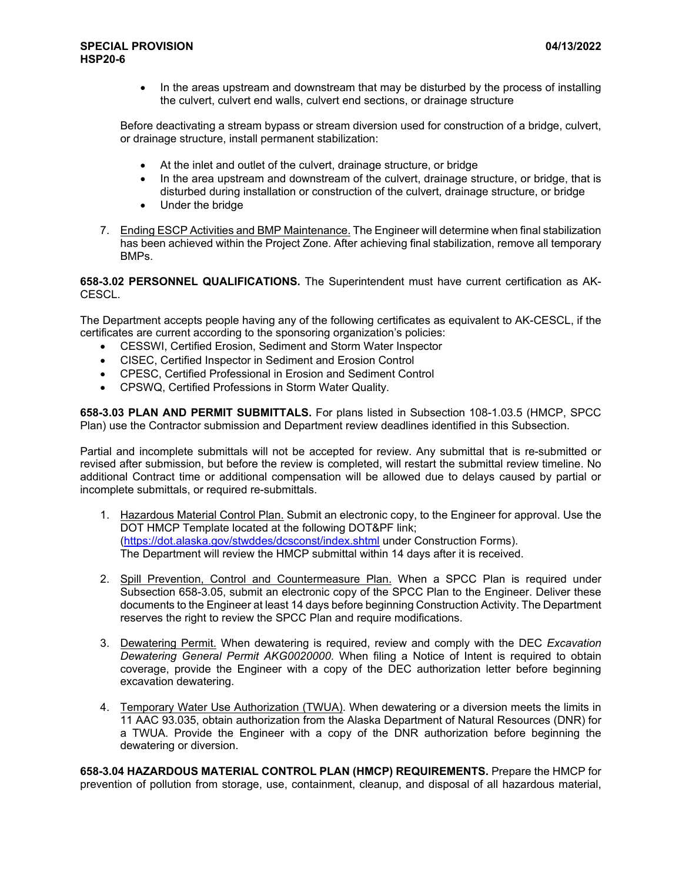- In the areas upstream and downstream that may be disturbed by the process of installing the culvert, culvert end walls, culvert end sections, or drainage structure

Before deactivating a stream bypass or stream diversion used for construction of a bridge, culvert, or drainage structure, install permanent stabilization:

- At the inlet and outlet of the culvert, drainage structure, or bridge
- In the area upstream and downstream of the culvert, drainage structure, or bridge, that is disturbed during installation or construction of the culvert, drainage structure, or bridge
- Under the bridge

7. Ending ESCP Activities and BMP Maintenance. The Engineer will determine when final stabilization has been achieved within the Project Zone. After achieving final stabilization, remove all temporary BMPs.

**658-3.02 PERSONNEL QUALIFICATIONS.** The Superintendent must have current certification as AK-CESCL.

The Department accepts people having any of the following certificates as equivalent to AK-CESCL, if the certificates are current according to the sponsoring organization's policies:

- CESSWI, Certified Erosion, Sediment and Storm Water Inspector
- CISEC, Certified Inspector in Sediment and Erosion Control
- CPESC, Certified Professional in Erosion and Sediment Control
- CPSWQ, Certified Professions in Storm Water Quality.

**658-3.03 PLAN AND PERMIT SUBMITTALS.** For plans listed in Subsection 108-1.03.5 (HMCP, SPCC Plan) use the Contractor submission and Department review deadlines identified in this Subsection.

Partial and incomplete submittals will not be accepted for review. Any submittal that is re-submitted or revised after submission, but before the review is completed, will restart the submittal review timeline. No additional Contract time or additional compensation will be allowed due to delays caused by partial or incomplete submittals, or required re-submittals.

1. Hazardous Material Control Plan. Submit an electronic copy, to the Engineer for approval. Use the DOT HMCP Template located at the following DOT&PF link; (https://dot.alaska.gov/stwddes/dcsconst/index.shtml under Construction Forms). The Department will review the HMCP submittal within 14 days after it is received.

2. Spill Prevention, Control and Countermeasure Plan. When a SPCC Plan is required under Subsection 658-3.05, submit an electronic copy of the SPCC Plan to the Engineer. Deliver these documents to the Engineer at least 14 days before beginning Construction Activity. The Department reserves the right to review the SPCC Plan and require modifications.

3. Dewatering Permit. When dewatering is required, review and comply with the DEC *Excavation Dewatering General Permit AKG0020000*. When filing a Notice of Intent is required to obtain coverage, provide the Engineer with a copy of the DEC authorization letter before beginning excavation dewatering.

4. Temporary Water Use Authorization (TWUA). When dewatering or a diversion meets the limits in 11 AAC 93.035, obtain authorization from the Alaska Department of Natural Resources (DNR) for a TWUA. Provide the Engineer with a copy of the DNR authorization before beginning the dewatering or diversion.

**658-3.04 HAZARDOUS MATERIAL CONTROL PLAN (HMCP) REQUIREMENTS.** Prepare the HMCP for prevention of pollution from storage, use, containment, cleanup, and disposal of all hazardous material,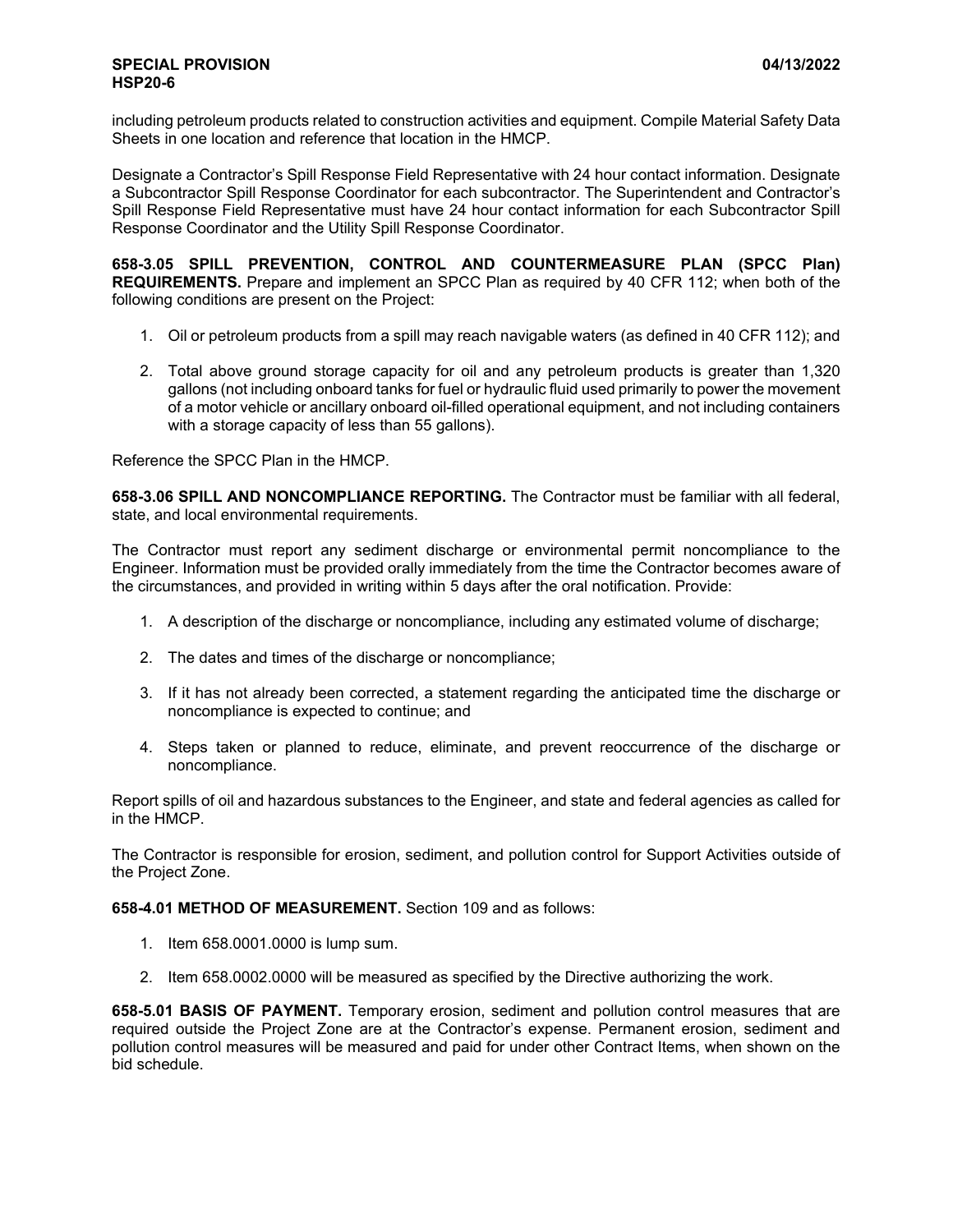including petroleum products related to construction activities and equipment. Compile Material Safety Data Sheets in one location and reference that location in the HMCP.

Designate a Contractor's Spill Response Field Representative with 24 hour contact information. Designate a Subcontractor Spill Response Coordinator for each subcontractor. The Superintendent and Contractor's Spill Response Field Representative must have 24 hour contact information for each Subcontractor Spill Response Coordinator and the Utility Spill Response Coordinator.

**658-3.05 SPILL PREVENTION, CONTROL AND COUNTERMEASURE PLAN (SPCC Plan) REQUIREMENTS.** Prepare and implement an SPCC Plan as required by 40 CFR 112; when both of the following conditions are present on the Project:

1. Oil or petroleum products from a spill may reach navigable waters (as defined in 40 CFR 112); and

2. Total above ground storage capacity for oil and any petroleum products is greater than 1,320 gallons (not including onboard tanks for fuel or hydraulic fluid used primarily to power the movement of a motor vehicle or ancillary onboard oil-filled operational equipment, and not including containers with a storage capacity of less than 55 gallons).

Reference the SPCC Plan in the HMCP.

**658-3.06 SPILL AND NONCOMPLIANCE REPORTING.** The Contractor must be familiar with all federal, state, and local environmental requirements.

The Contractor must report any sediment discharge or environmental permit noncompliance to the Engineer. Information must be provided orally immediately from the time the Contractor becomes aware of the circumstances, and provided in writing within 5 days after the oral notification. Provide:

1. A description of the discharge or noncompliance, including any estimated volume of discharge;

2. The dates and times of the discharge or noncompliance;

3. If it has not already been corrected, a statement regarding the anticipated time the discharge or noncompliance is expected to continue; and

4. Steps taken or planned to reduce, eliminate, and prevent reoccurrence of the discharge or noncompliance.

Report spills of oil and hazardous substances to the Engineer, and state and federal agencies as called for in the HMCP.

The Contractor is responsible for erosion, sediment, and pollution control for Support Activities outside of the Project Zone.

**658-4.01 METHOD OF MEASUREMENT.** Section 109 and as follows:

1. Item 658.0001.0000 is lump sum.

2. Item 658.0002.0000 will be measured as specified by the Directive authorizing the work.

**658-5.01 BASIS OF PAYMENT.** Temporary erosion, sediment and pollution control measures that are required outside the Project Zone are at the Contractor's expense. Permanent erosion, sediment and pollution control measures will be measured and paid for under other Contract Items, when shown on the bid schedule.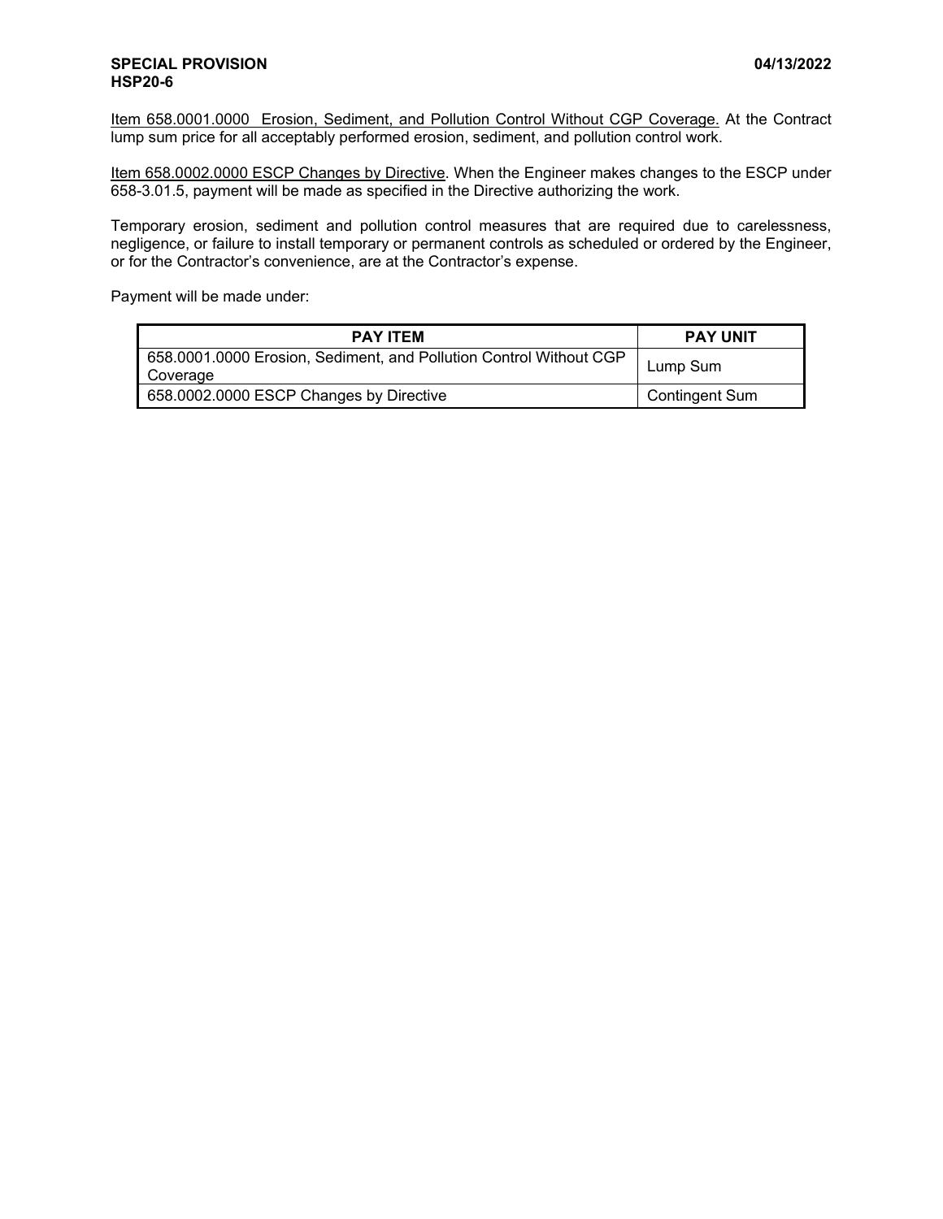Item 658.0001.0000 Erosion, Sediment, and Pollution Control Without CGP Coverage. At the Contract lump sum price for all acceptably performed erosion, sediment, and pollution control work.

Item 658.0002.0000 ESCP Changes by Directive. When the Engineer makes changes to the ESCP under 658-3.01.5, payment will be made as specified in the Directive authorizing the work.

Temporary erosion, sediment and pollution control measures that are required due to carelessness, negligence, or failure to install temporary or permanent controls as scheduled or ordered by the Engineer, or for the Contractor's convenience, are at the Contractor's expense.

Payment will be made under:

| PAY ITEM | PAY UNIT |
|---|---|
| 658.0001.0000 Erosion, Sediment, and Pollution Control Without CGP Coverage | Lump Sum |
| 658.0002.0000 ESCP Changes by Directive | Contingent Sum |